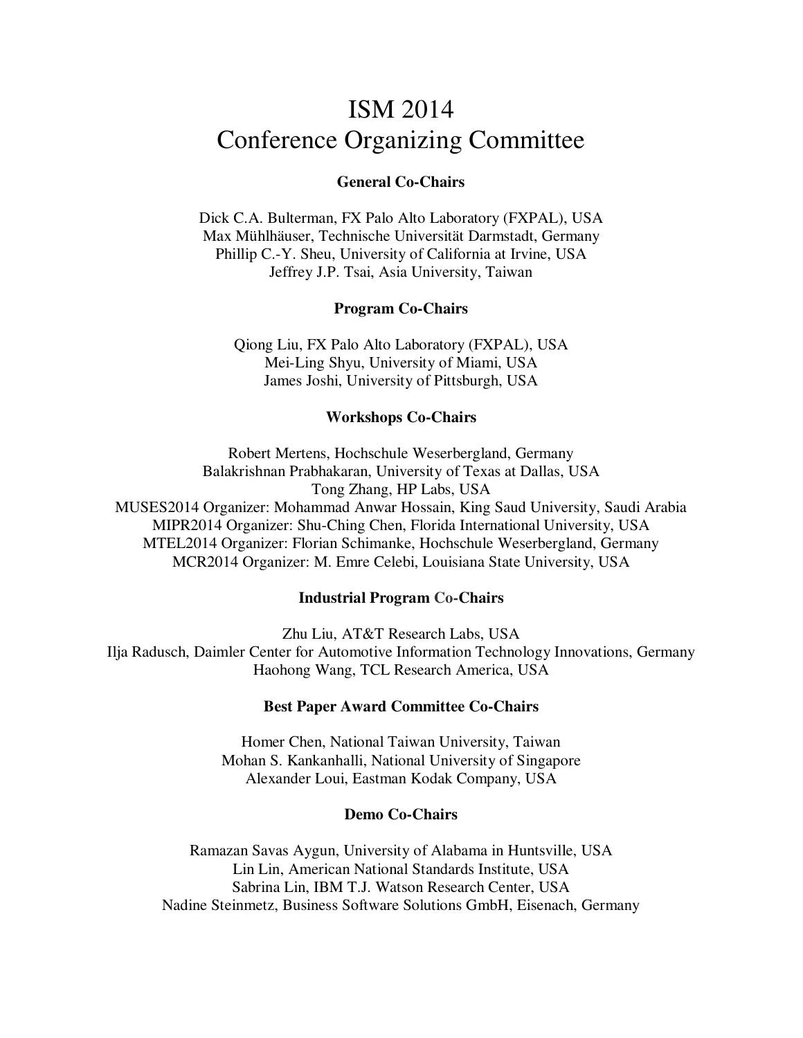# ISM 2014
# Conference Organizing Committee

**General Co-Chairs**

Dick C.A. Bulterman, FX Palo Alto Laboratory (FXPAL), USA
Max Mühlhäuser, Technische Universität Darmstadt, Germany
Phillip C.-Y. Sheu, University of California at Irvine, USA
Jeffrey J.P. Tsai, Asia University, Taiwan

**Program Co-Chairs**

Qiong Liu, FX Palo Alto Laboratory (FXPAL), USA
Mei-Ling Shyu, University of Miami, USA
James Joshi, University of Pittsburgh, USA

**Workshops Co-Chairs**

Robert Mertens, Hochschule Weserbergland, Germany
Balakrishnan Prabhakaran, University of Texas at Dallas, USA
Tong Zhang, HP Labs, USA
MUSES2014 Organizer: Mohammad Anwar Hossain, King Saud University, Saudi Arabia
MIPR2014 Organizer: Shu-Ching Chen, Florida International University, USA
MTEL2014 Organizer: Florian Schimanke, Hochschule Weserbergland, Germany
MCR2014 Organizer: M. Emre Celebi, Louisiana State University, USA

**Industrial Program Co-Chairs**

Zhu Liu, AT&T Research Labs, USA
Ilja Radusch, Daimler Center for Automotive Information Technology Innovations, Germany
Haohong Wang, TCL Research America, USA

**Best Paper Award Committee Co-Chairs**

Homer Chen, National Taiwan University, Taiwan
Mohan S. Kankanhalli, National University of Singapore
Alexander Loui, Eastman Kodak Company, USA

**Demo Co-Chairs**

Ramazan Savas Aygun, University of Alabama in Huntsville, USA
Lin Lin, American National Standards Institute, USA
Sabrina Lin, IBM T.J. Watson Research Center, USA
Nadine Steinmetz, Business Software Solutions GmbH, Eisenach, Germany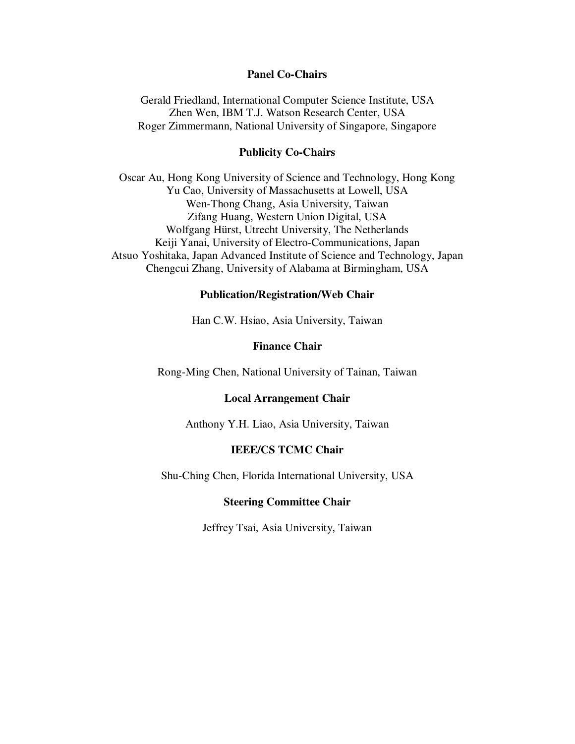**Panel Co-Chairs**

Gerald Friedland, International Computer Science Institute, USA
Zhen Wen, IBM T.J. Watson Research Center, USA
Roger Zimmermann, National University of Singapore, Singapore

**Publicity Co-Chairs**

Oscar Au, Hong Kong University of Science and Technology, Hong Kong
Yu Cao, University of Massachusetts at Lowell, USA
Wen-Thong Chang, Asia University, Taiwan
Zifang Huang, Western Union Digital, USA
Wolfgang Hürst, Utrecht University, The Netherlands
Keiji Yanai, University of Electro-Communications, Japan
Atsuo Yoshitaka, Japan Advanced Institute of Science and Technology, Japan
Chengcui Zhang, University of Alabama at Birmingham, USA

**Publication/Registration/Web Chair**

Han C.W. Hsiao, Asia University, Taiwan

**Finance Chair**

Rong-Ming Chen, National University of Tainan, Taiwan

**Local Arrangement Chair**

Anthony Y.H. Liao, Asia University, Taiwan

**IEEE/CS TCMC Chair**

Shu-Ching Chen, Florida International University, USA

**Steering Committee Chair**

Jeffrey Tsai, Asia University, Taiwan